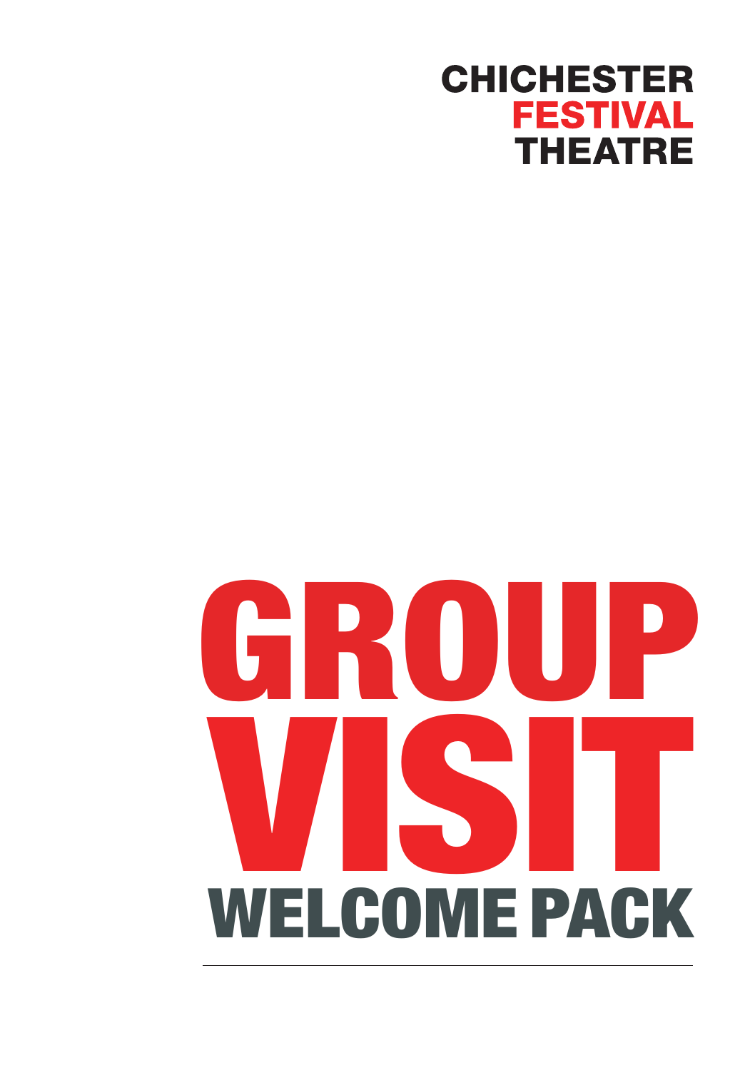CHICHESTER
FESTIVAL
THEATRE

# GROUP VISIT

## WELCOME PACK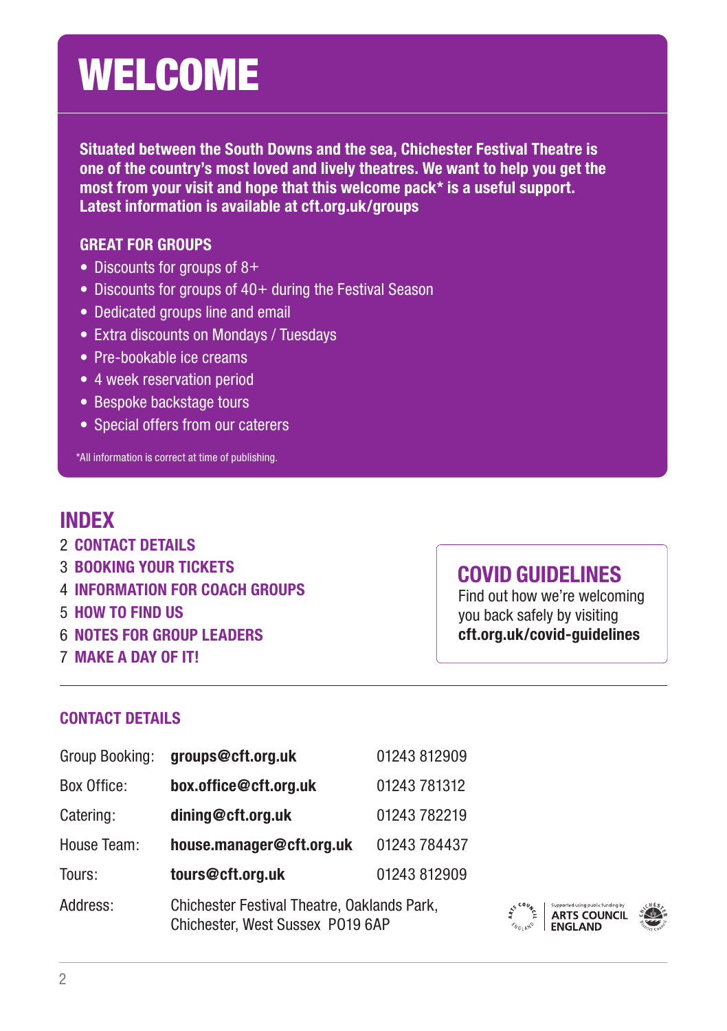# WELCOME

**Situated between the South Downs and the sea, Chichester Festival Theatre is one of the country's most loved and lively theatres. We want to help you get the most from your visit and hope that this welcome pack* is a useful support. Latest information is available at cft.org.uk/groups**

### GREAT FOR GROUPS

- Discounts for groups of 8+
- Discounts for groups of 40+ during the Festival Season
- Dedicated groups line and email
- Extra discounts on Mondays / Tuesdays
- Pre-bookable ice creams
- 4 week reservation period
- Bespoke backstage tours
- Special offers from our caterers

*All information is correct at time of publishing.

## INDEX

2 **CONTACT DETAILS**
3 **BOOKING YOUR TICKETS**
4 **INFORMATION FOR COACH GROUPS**
5 **HOW TO FIND US**
6 **NOTES FOR GROUP LEADERS**
7 **MAKE A DAY OF IT!**

## COVID GUIDELINES

Find out how we're welcoming you back safely by visiting **cft.org.uk/covid-guidelines**

### CONTACT DETAILS

| | | |
|---|---|---|
| Group Booking: | **groups@cft.org.uk** | 01243 812909 |
| Box Office: | **box.office@cft.org.uk** | 01243 781312 |
| Catering: | **dining@cft.org.uk** | 01243 782219 |
| House Team: | **house.manager@cft.org.uk** | 01243 784437 |
| Tours: | **tours@cft.org.uk** | 01243 812909 |
| Address: | Chichester Festival Theatre, Oaklands Park, Chichester, West Sussex PO19 6AP | |

Supported using public funding by ARTS COUNCIL ENGLAND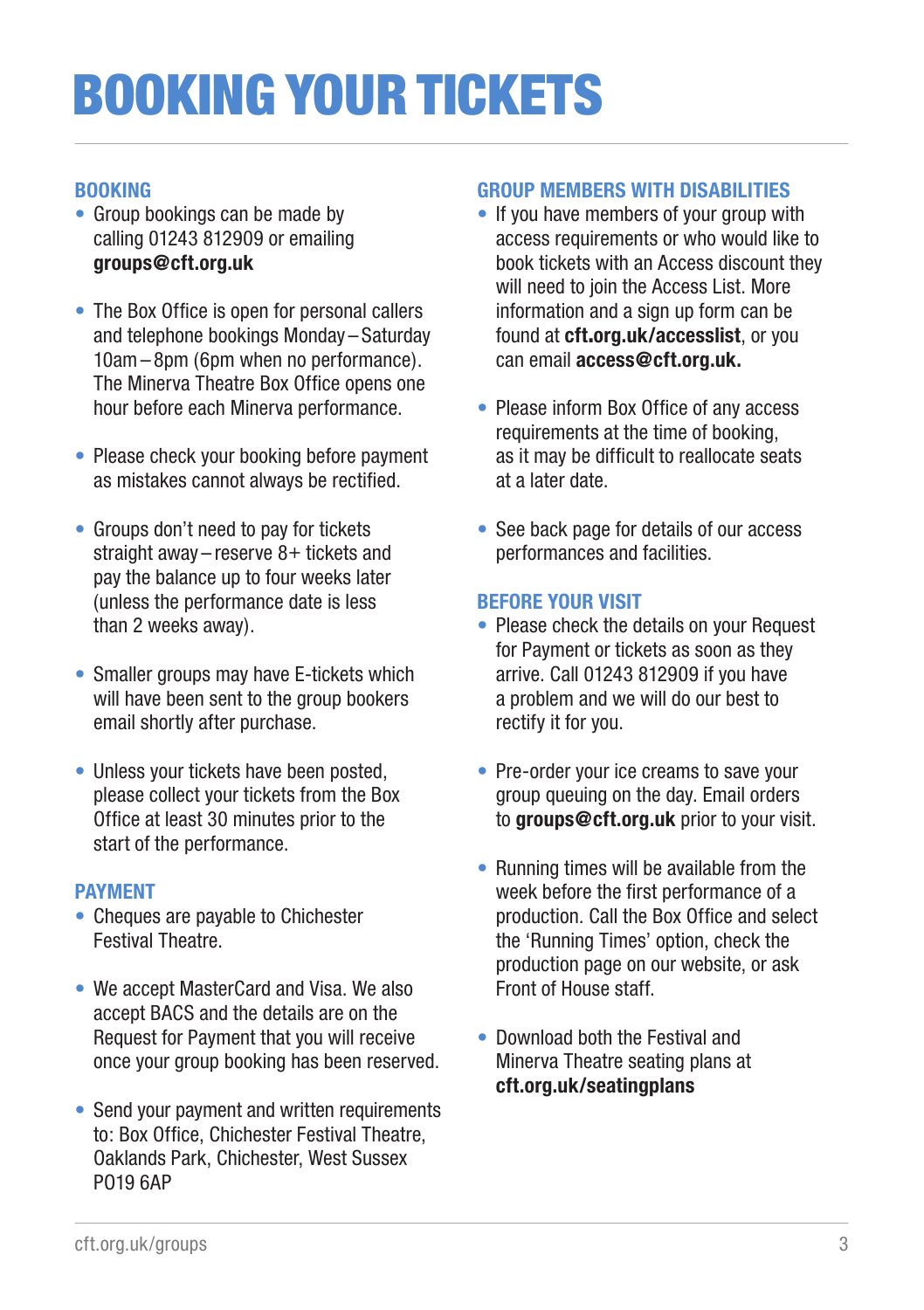# BOOKING YOUR TICKETS

## BOOKING

- Group bookings can be made by calling 01243 812909 or emailing **groups@cft.org.uk**
- The Box Office is open for personal callers and telephone bookings Monday – Saturday 10am – 8pm (6pm when no performance). The Minerva Theatre Box Office opens one hour before each Minerva performance.
- Please check your booking before payment as mistakes cannot always be rectified.
- Groups don't need to pay for tickets straight away – reserve 8+ tickets and pay the balance up to four weeks later (unless the performance date is less than 2 weeks away).
- Smaller groups may have E-tickets which will have been sent to the group bookers email shortly after purchase.
- Unless your tickets have been posted, please collect your tickets from the Box Office at least 30 minutes prior to the start of the performance.

## PAYMENT

- Cheques are payable to Chichester Festival Theatre.
- We accept MasterCard and Visa. We also accept BACS and the details are on the Request for Payment that you will receive once your group booking has been reserved.
- Send your payment and written requirements to: Box Office, Chichester Festival Theatre, Oaklands Park, Chichester, West Sussex PO19 6AP

## GROUP MEMBERS WITH DISABILITIES

- If you have members of your group with access requirements or who would like to book tickets with an Access discount they will need to join the Access List. More information and a sign up form can be found at **cft.org.uk/accesslist**, or you can email **access@cft.org.uk.**
- Please inform Box Office of any access requirements at the time of booking, as it may be difficult to reallocate seats at a later date.
- See back page for details of our access performances and facilities.

## BEFORE YOUR VISIT

- Please check the details on your Request for Payment or tickets as soon as they arrive. Call 01243 812909 if you have a problem and we will do our best to rectify it for you.
- Pre-order your ice creams to save your group queuing on the day. Email orders to **groups@cft.org.uk** prior to your visit.
- Running times will be available from the week before the first performance of a production. Call the Box Office and select the 'Running Times' option, check the production page on our website, or ask Front of House staff.
- Download both the Festival and Minerva Theatre seating plans at **cft.org.uk/seatingplans**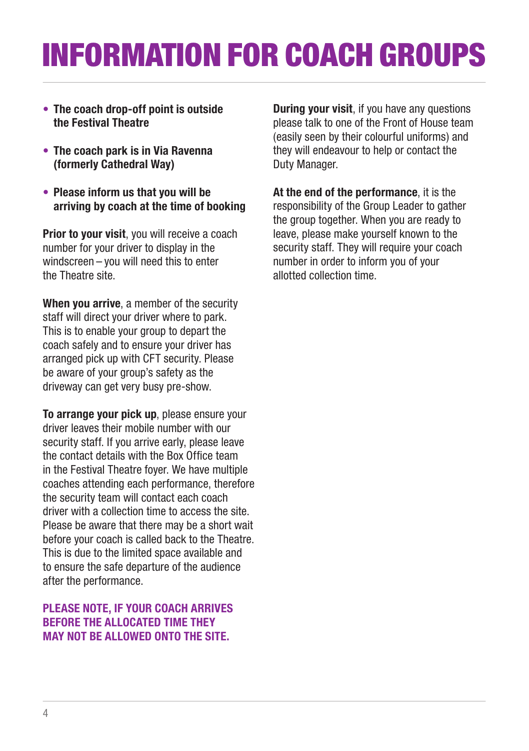# INFORMATION FOR COACH GROUPS

- **The coach drop-off point is outside the Festival Theatre**
- **The coach park is in Via Ravenna (formerly Cathedral Way)**
- **Please inform us that you will be arriving by coach at the time of booking**

**Prior to your visit**, you will receive a coach number for your driver to display in the windscreen – you will need this to enter the Theatre site.

**When you arrive**, a member of the security staff will direct your driver where to park. This is to enable your group to depart the coach safely and to ensure your driver has arranged pick up with CFT security. Please be aware of your group's safety as the driveway can get very busy pre-show.

**To arrange your pick up**, please ensure your driver leaves their mobile number with our security staff. If you arrive early, please leave the contact details with the Box Office team in the Festival Theatre foyer. We have multiple coaches attending each performance, therefore the security team will contact each coach driver with a collection time to access the site. Please be aware that there may be a short wait before your coach is called back to the Theatre. This is due to the limited space available and to ensure the safe departure of the audience after the performance.

**PLEASE NOTE, IF YOUR COACH ARRIVES BEFORE THE ALLOCATED TIME THEY MAY NOT BE ALLOWED ONTO THE SITE.**

**During your visit**, if you have any questions please talk to one of the Front of House team (easily seen by their colourful uniforms) and they will endeavour to help or contact the Duty Manager.

**At the end of the performance**, it is the responsibility of the Group Leader to gather the group together. When you are ready to leave, please make yourself known to the security staff. They will require your coach number in order to inform you of your allotted collection time.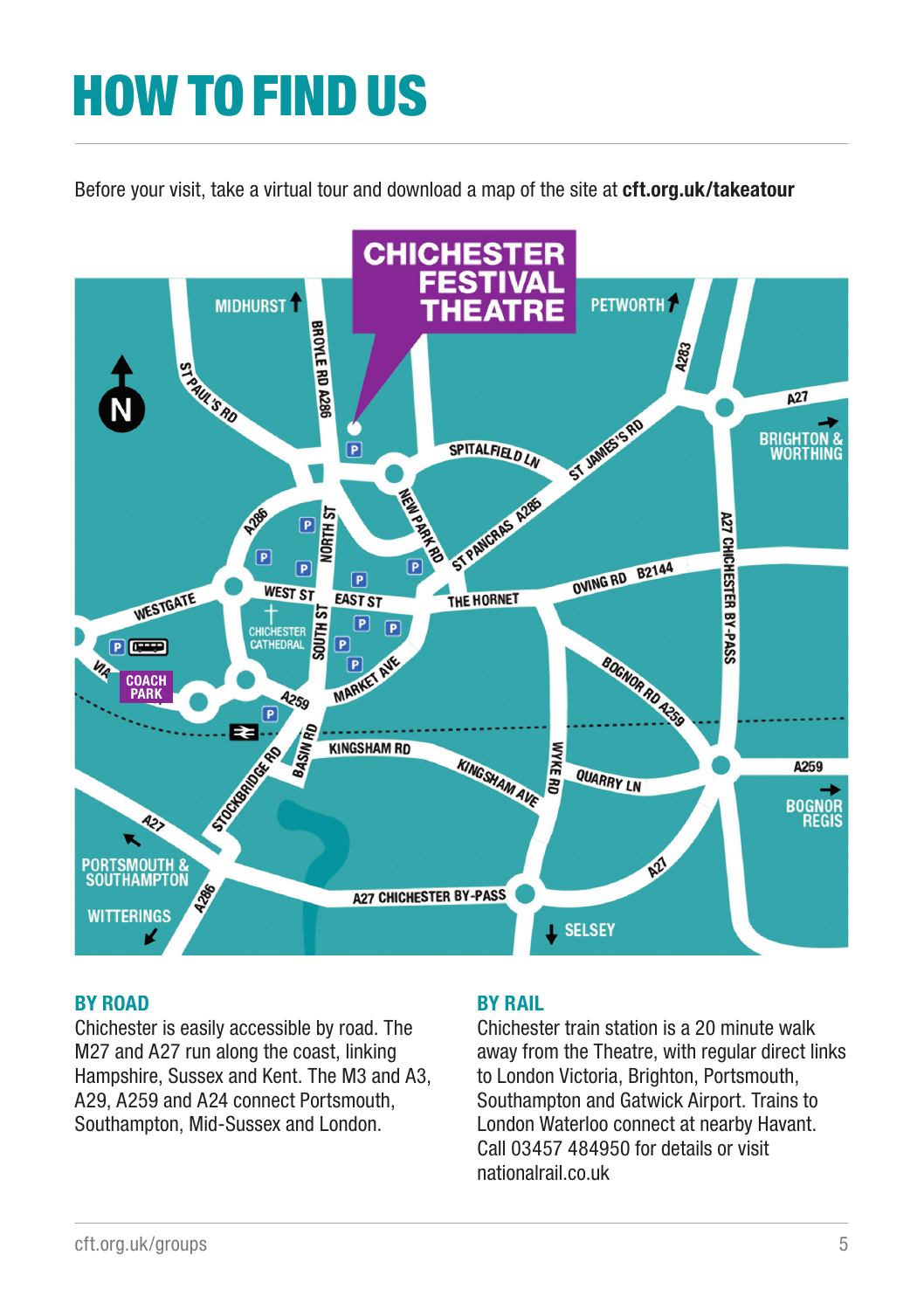# HOW TO FIND US

Before your visit, take a virtual tour and download a map of the site at **cft.org.uk/takeatour**

### BY ROAD

Chichester is easily accessible by road. The M27 and A27 run along the coast, linking Hampshire, Sussex and Kent. The M3 and A3, A29, A259 and A24 connect Portsmouth, Southampton, Mid-Sussex and London.

### BY RAIL

Chichester train station is a 20 minute walk away from the Theatre, with regular direct links to London Victoria, Brighton, Portsmouth, Southampton and Gatwick Airport. Trains to London Waterloo connect at nearby Havant. Call 03457 484950 for details or visit nationalrail.co.uk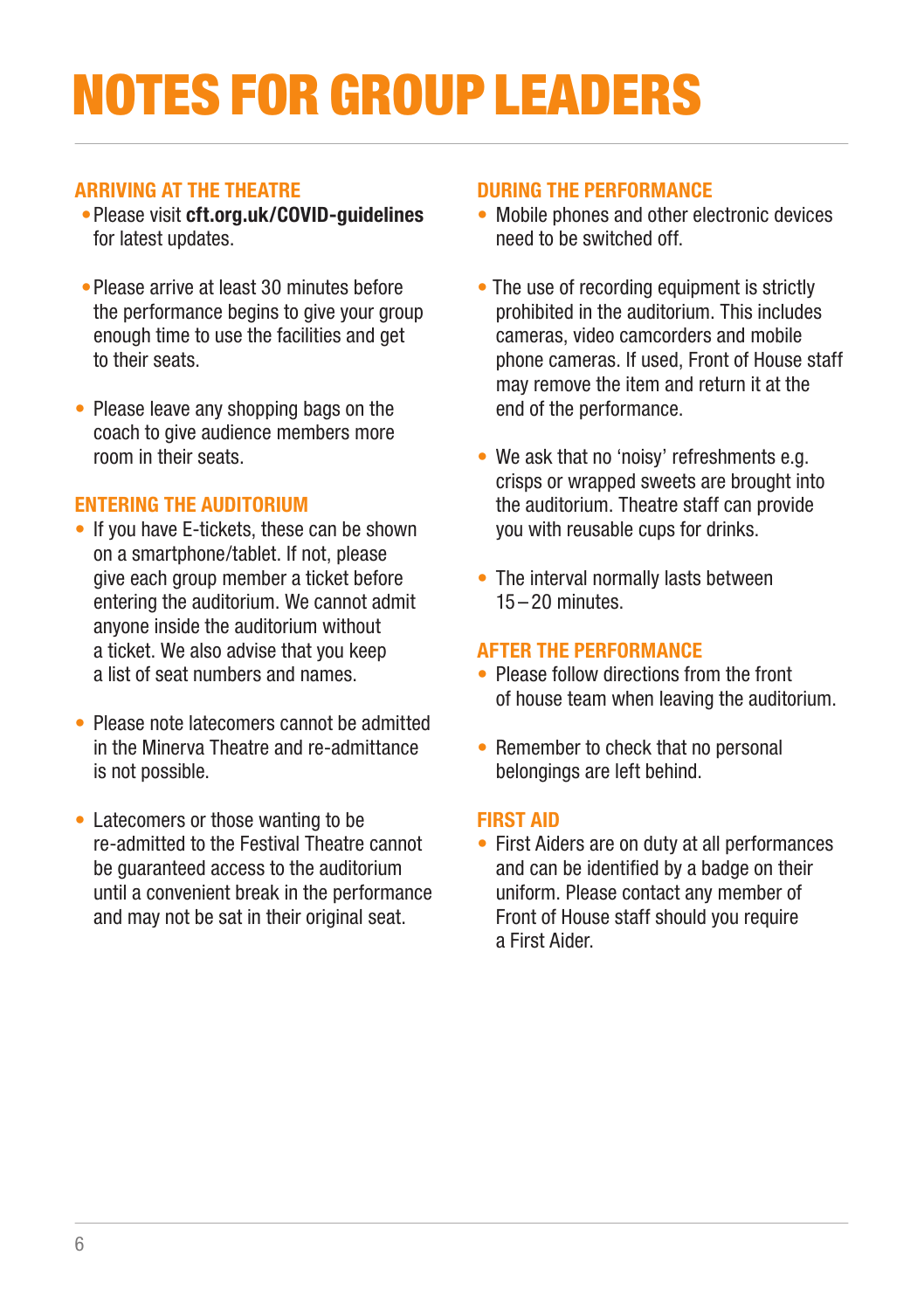# NOTES FOR GROUP LEADERS

## ARRIVING AT THE THEATRE

- Please visit **cft.org.uk/COVID-guidelines** for latest updates.
- Please arrive at least 30 minutes before the performance begins to give your group enough time to use the facilities and get to their seats.
- Please leave any shopping bags on the coach to give audience members more room in their seats.

## ENTERING THE AUDITORIUM

- If you have E-tickets, these can be shown on a smartphone/tablet. If not, please give each group member a ticket before entering the auditorium. We cannot admit anyone inside the auditorium without a ticket. We also advise that you keep a list of seat numbers and names.
- Please note latecomers cannot be admitted in the Minerva Theatre and re-admittance is not possible.
- Latecomers or those wanting to be re-admitted to the Festival Theatre cannot be guaranteed access to the auditorium until a convenient break in the performance and may not be sat in their original seat.

## DURING THE PERFORMANCE

- Mobile phones and other electronic devices need to be switched off.
- The use of recording equipment is strictly prohibited in the auditorium. This includes cameras, video camcorders and mobile phone cameras. If used, Front of House staff may remove the item and return it at the end of the performance.
- We ask that no 'noisy' refreshments e.g. crisps or wrapped sweets are brought into the auditorium. Theatre staff can provide you with reusable cups for drinks.
- The interval normally lasts between 15 – 20 minutes.

## AFTER THE PERFORMANCE

- Please follow directions from the front of house team when leaving the auditorium.
- Remember to check that no personal belongings are left behind.

## FIRST AID

- First Aiders are on duty at all performances and can be identified by a badge on their uniform. Please contact any member of Front of House staff should you require a First Aider.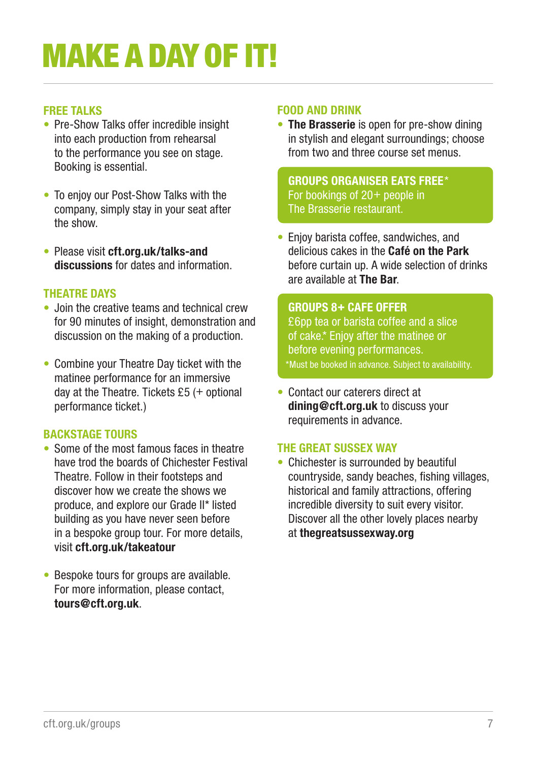# MAKE A DAY OF IT!

## FREE TALKS

- Pre-Show Talks offer incredible insight into each production from rehearsal to the performance you see on stage. Booking is essential.
- To enjoy our Post-Show Talks with the company, simply stay in your seat after the show.
- Please visit **cft.org.uk/talks-and discussions** for dates and information.

## THEATRE DAYS

- Join the creative teams and technical crew for 90 minutes of insight, demonstration and discussion on the making of a production.
- Combine your Theatre Day ticket with the matinee performance for an immersive day at the Theatre. Tickets £5 (+ optional performance ticket.)

## BACKSTAGE TOURS

- Some of the most famous faces in theatre have trod the boards of Chichester Festival Theatre. Follow in their footsteps and discover how we create the shows we produce, and explore our Grade II* listed building as you have never seen before in a bespoke group tour. For more details, visit **cft.org.uk/takeatour**
- Bespoke tours for groups are available. For more information, please contact, **tours@cft.org.uk**.

## FOOD AND DRINK

- **The Brasserie** is open for pre-show dining in stylish and elegant surroundings; choose from two and three course set menus.

**GROUPS ORGANISER EATS FREE***
For bookings of 20+ people in The Brasserie restaurant.

- Enjoy barista coffee, sandwiches, and delicious cakes in the **Café on the Park** before curtain up. A wide selection of drinks are available at **The Bar**.

**GROUPS 8+ CAFE OFFER**
£6pp tea or barista coffee and a slice of cake.* Enjoy after the matinee or before evening performances.
*Must be booked in advance. Subject to availability.

- Contact our caterers direct at **dining@cft.org.uk** to discuss your requirements in advance.

## THE GREAT SUSSEX WAY

- Chichester is surrounded by beautiful countryside, sandy beaches, fishing villages, historical and family attractions, offering incredible diversity to suit every visitor. Discover all the other lovely places nearby at **thegreatsussexway.org**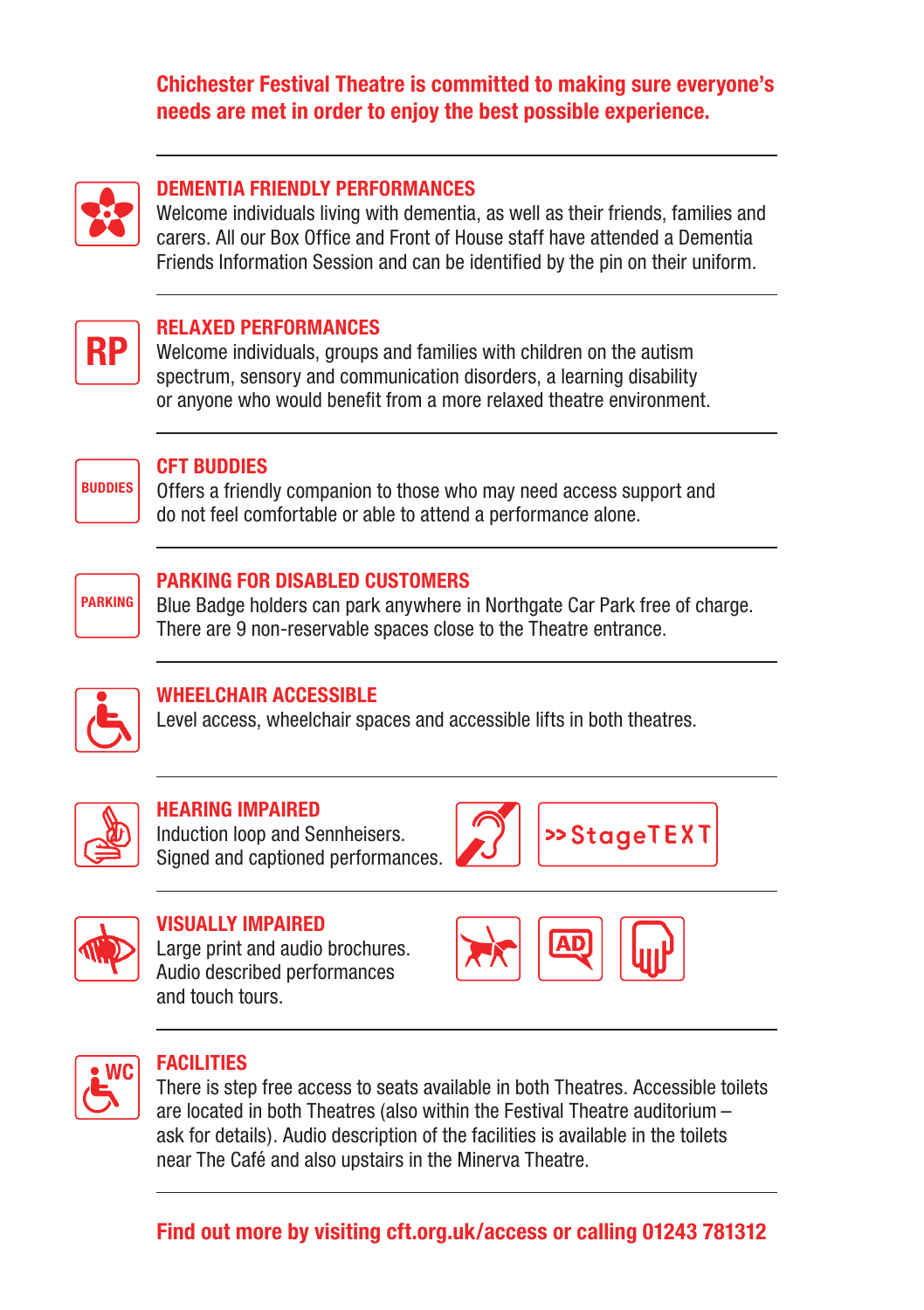**Chichester Festival Theatre is committed to making sure everyone's needs are met in order to enjoy the best possible experience.**

## DEMENTIA FRIENDLY PERFORMANCES

Welcome individuals living with dementia, as well as their friends, families and carers. All our Box Office and Front of House staff have attended a Dementia Friends Information Session and can be identified by the pin on their uniform.

## RELAXED PERFORMANCES

Welcome individuals, groups and families with children on the autism spectrum, sensory and communication disorders, a learning disability or anyone who would benefit from a more relaxed theatre environment.

## CFT BUDDIES

Offers a friendly companion to those who may need access support and do not feel comfortable or able to attend a performance alone.

## PARKING FOR DISABLED CUSTOMERS

Blue Badge holders can park anywhere in Northgate Car Park free of charge. There are 9 non-reservable spaces close to the Theatre entrance.

## WHEELCHAIR ACCESSIBLE

Level access, wheelchair spaces and accessible lifts in both theatres.

## HEARING IMPAIRED

Induction loop and Sennheisers.
Signed and captioned performances.

## VISUALLY IMPAIRED

Large print and audio brochures.
Audio described performances and touch tours.

## FACILITIES

There is step free access to seats available in both Theatres. Accessible toilets are located in both Theatres (also within the Festival Theatre auditorium – ask for details). Audio description of the facilities is available in the toilets near The Café and also upstairs in the Minerva Theatre.

**Find out more by visiting cft.org.uk/access or calling 01243 781312**